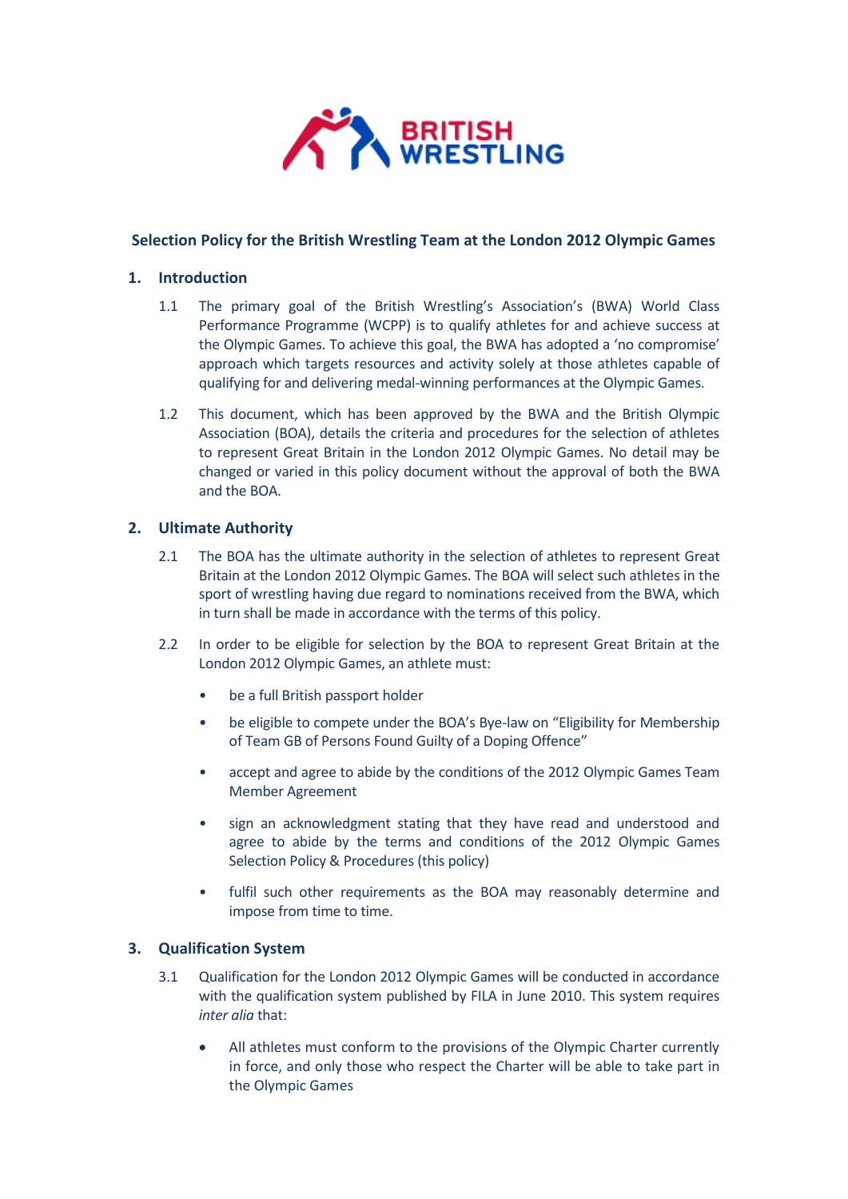BRITISH WRESTLING

# Selection Policy for the British Wrestling Team at the London 2012 Olympic Games

## 1. Introduction

1.1 The primary goal of the British Wrestling's Association's (BWA) World Class Performance Programme (WCPP) is to qualify athletes for and achieve success at the Olympic Games. To achieve this goal, the BWA has adopted a 'no compromise' approach which targets resources and activity solely at those athletes capable of qualifying for and delivering medal-winning performances at the Olympic Games.

1.2 This document, which has been approved by the BWA and the British Olympic Association (BOA), details the criteria and procedures for the selection of athletes to represent Great Britain in the London 2012 Olympic Games. No detail may be changed or varied in this policy document without the approval of both the BWA and the BOA.

## 2. Ultimate Authority

2.1 The BOA has the ultimate authority in the selection of athletes to represent Great Britain at the London 2012 Olympic Games. The BOA will select such athletes in the sport of wrestling having due regard to nominations received from the BWA, which in turn shall be made in accordance with the terms of this policy.

2.2 In order to be eligible for selection by the BOA to represent Great Britain at the London 2012 Olympic Games, an athlete must:

- be a full British passport holder
- be eligible to compete under the BOA's Bye-law on "Eligibility for Membership of Team GB of Persons Found Guilty of a Doping Offence"
- accept and agree to abide by the conditions of the 2012 Olympic Games Team Member Agreement
- sign an acknowledgment stating that they have read and understood and agree to abide by the terms and conditions of the 2012 Olympic Games Selection Policy & Procedures (this policy)
- fulfil such other requirements as the BOA may reasonably determine and impose from time to time.

## 3. Qualification System

3.1 Qualification for the London 2012 Olympic Games will be conducted in accordance with the qualification system published by FILA in June 2010. This system requires *inter alia* that:

- All athletes must conform to the provisions of the Olympic Charter currently in force, and only those who respect the Charter will be able to take part in the Olympic Games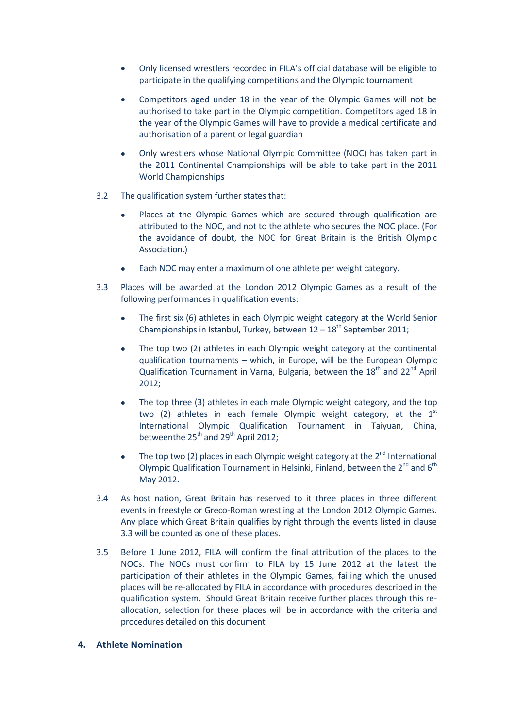- Only licensed wrestlers recorded in FILA's official database will be eligible to participate in the qualifying competitions and the Olympic tournament

- Competitors aged under 18 in the year of the Olympic Games will not be authorised to take part in the Olympic competition. Competitors aged 18 in the year of the Olympic Games will have to provide a medical certificate and authorisation of a parent or legal guardian

- Only wrestlers whose National Olympic Committee (NOC) has taken part in the 2011 Continental Championships will be able to take part in the 2011 World Championships

3.2 The qualification system further states that:

- Places at the Olympic Games which are secured through qualification are attributed to the NOC, and not to the athlete who secures the NOC place. (For the avoidance of doubt, the NOC for Great Britain is the British Olympic Association.)

- Each NOC may enter a maximum of one athlete per weight category.

3.3 Places will be awarded at the London 2012 Olympic Games as a result of the following performances in qualification events:

- The first six (6) athletes in each Olympic weight category at the World Senior Championships in Istanbul, Turkey, between 12 – 18th September 2011;

- The top two (2) athletes in each Olympic weight category at the continental qualification tournaments – which, in Europe, will be the European Olympic Qualification Tournament in Varna, Bulgaria, between the 18th and 22nd April 2012;

- The top three (3) athletes in each male Olympic weight category, and the top two (2) athletes in each female Olympic weight category, at the 1st International Olympic Qualification Tournament in Taiyuan, China, betweenthe 25th and 29th April 2012;

- The top two (2) places in each Olympic weight category at the 2nd International Olympic Qualification Tournament in Helsinki, Finland, between the 2nd and 6th May 2012.

3.4 As host nation, Great Britain has reserved to it three places in three different events in freestyle or Greco-Roman wrestling at the London 2012 Olympic Games. Any place which Great Britain qualifies by right through the events listed in clause 3.3 will be counted as one of these places.

3.5 Before 1 June 2012, FILA will confirm the final attribution of the places to the NOCs. The NOCs must confirm to FILA by 15 June 2012 at the latest the participation of their athletes in the Olympic Games, failing which the unused places will be re-allocated by FILA in accordance with procedures described in the qualification system. Should Great Britain receive further places through this re-allocation, selection for these places will be in accordance with the criteria and procedures detailed on this document

## 4. Athlete Nomination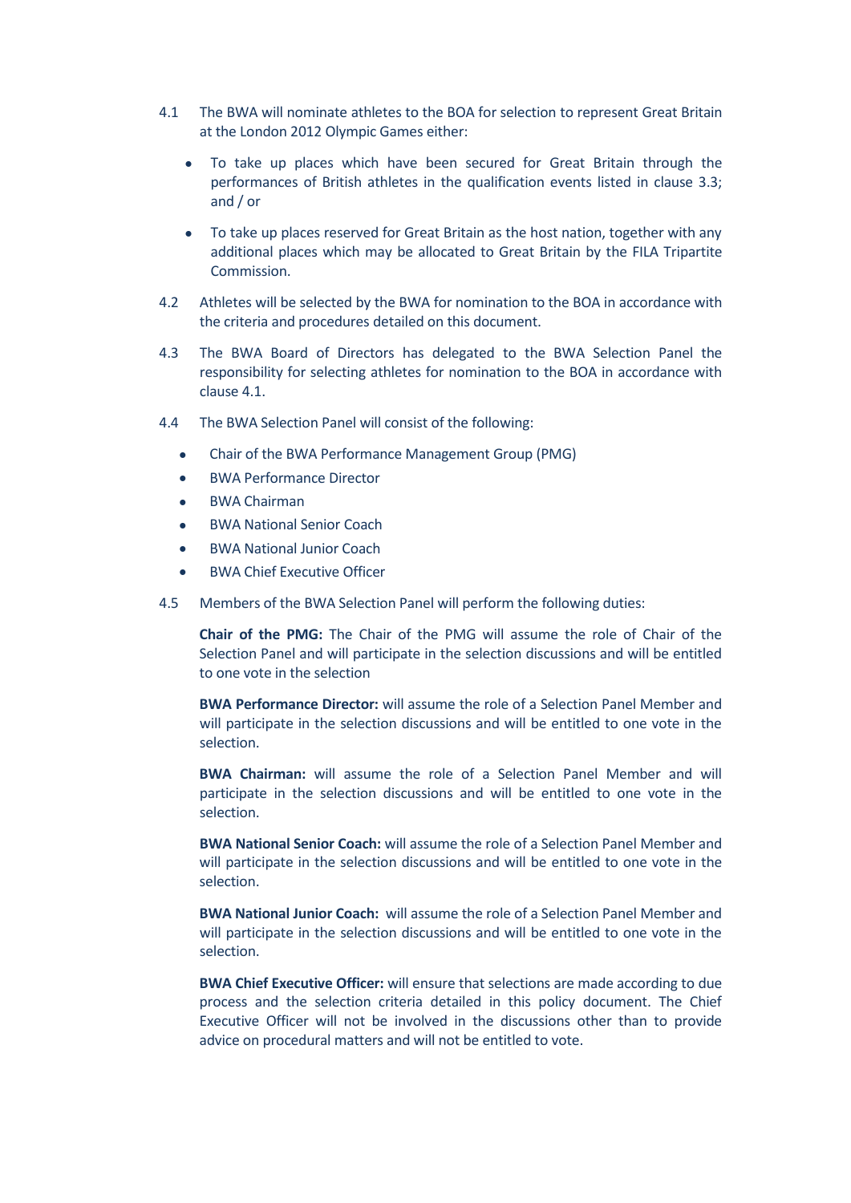4.1 The BWA will nominate athletes to the BOA for selection to represent Great Britain at the London 2012 Olympic Games either:

- To take up places which have been secured for Great Britain through the performances of British athletes in the qualification events listed in clause 3.3; and / or
- To take up places reserved for Great Britain as the host nation, together with any additional places which may be allocated to Great Britain by the FILA Tripartite Commission.

4.2 Athletes will be selected by the BWA for nomination to the BOA in accordance with the criteria and procedures detailed on this document.

4.3 The BWA Board of Directors has delegated to the BWA Selection Panel the responsibility for selecting athletes for nomination to the BOA in accordance with clause 4.1.

4.4 The BWA Selection Panel will consist of the following:

- Chair of the BWA Performance Management Group (PMG)
- BWA Performance Director
- BWA Chairman
- BWA National Senior Coach
- BWA National Junior Coach
- BWA Chief Executive Officer

4.5 Members of the BWA Selection Panel will perform the following duties:

**Chair of the PMG:** The Chair of the PMG will assume the role of Chair of the Selection Panel and will participate in the selection discussions and will be entitled to one vote in the selection

**BWA Performance Director:** will assume the role of a Selection Panel Member and will participate in the selection discussions and will be entitled to one vote in the selection.

**BWA Chairman:** will assume the role of a Selection Panel Member and will participate in the selection discussions and will be entitled to one vote in the selection.

**BWA National Senior Coach:** will assume the role of a Selection Panel Member and will participate in the selection discussions and will be entitled to one vote in the selection.

**BWA National Junior Coach:** will assume the role of a Selection Panel Member and will participate in the selection discussions and will be entitled to one vote in the selection.

**BWA Chief Executive Officer:** will ensure that selections are made according to due process and the selection criteria detailed in this policy document. The Chief Executive Officer will not be involved in the discussions other than to provide advice on procedural matters and will not be entitled to vote.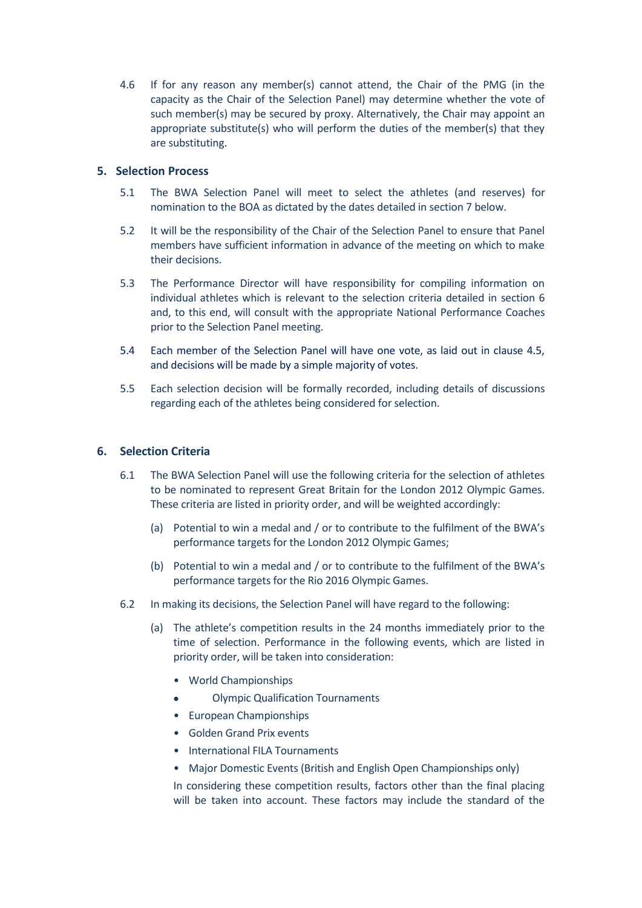4.6 If for any reason any member(s) cannot attend, the Chair of the PMG (in the capacity as the Chair of the Selection Panel) may determine whether the vote of such member(s) may be secured by proxy. Alternatively, the Chair may appoint an appropriate substitute(s) who will perform the duties of the member(s) that they are substituting.

## 5. Selection Process

5.1 The BWA Selection Panel will meet to select the athletes (and reserves) for nomination to the BOA as dictated by the dates detailed in section 7 below.

5.2 It will be the responsibility of the Chair of the Selection Panel to ensure that Panel members have sufficient information in advance of the meeting on which to make their decisions.

5.3 The Performance Director will have responsibility for compiling information on individual athletes which is relevant to the selection criteria detailed in section 6 and, to this end, will consult with the appropriate National Performance Coaches prior to the Selection Panel meeting.

5.4 Each member of the Selection Panel will have one vote, as laid out in clause 4.5, and decisions will be made by a simple majority of votes.

5.5 Each selection decision will be formally recorded, including details of discussions regarding each of the athletes being considered for selection.

## 6. Selection Criteria

6.1 The BWA Selection Panel will use the following criteria for the selection of athletes to be nominated to represent Great Britain for the London 2012 Olympic Games. These criteria are listed in priority order, and will be weighted accordingly:

(a) Potential to win a medal and / or to contribute to the fulfilment of the BWA's performance targets for the London 2012 Olympic Games;

(b) Potential to win a medal and / or to contribute to the fulfilment of the BWA's performance targets for the Rio 2016 Olympic Games.

6.2 In making its decisions, the Selection Panel will have regard to the following:

(a) The athlete's competition results in the 24 months immediately prior to the time of selection. Performance in the following events, which are listed in priority order, will be taken into consideration:

- World Championships
- Olympic Qualification Tournaments
- European Championships
- Golden Grand Prix events
- International FILA Tournaments
- Major Domestic Events (British and English Open Championships only)

In considering these competition results, factors other than the final placing will be taken into account. These factors may include the standard of the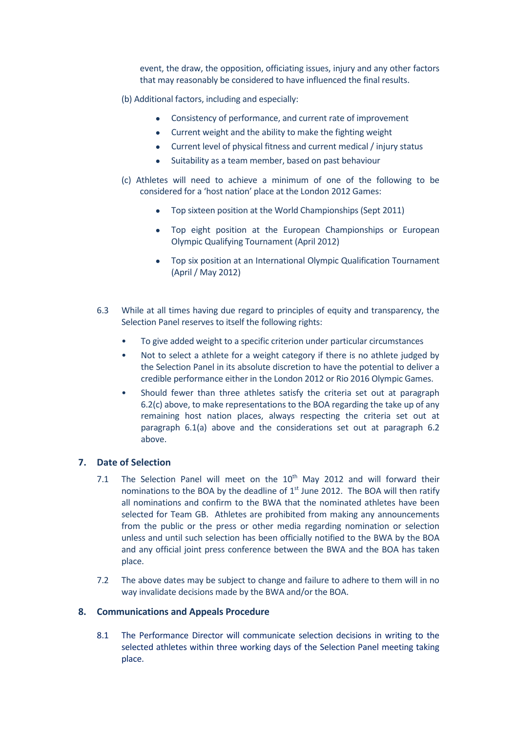event, the draw, the opposition, officiating issues, injury and any other factors that may reasonably be considered to have influenced the final results.

(b) Additional factors, including and especially:

- Consistency of performance, and current rate of improvement
- Current weight and the ability to make the fighting weight
- Current level of physical fitness and current medical / injury status
- Suitability as a team member, based on past behaviour

(c) Athletes will need to achieve a minimum of one of the following to be considered for a 'host nation' place at the London 2012 Games:

- Top sixteen position at the World Championships (Sept 2011)
- Top eight position at the European Championships or European Olympic Qualifying Tournament (April 2012)
- Top six position at an International Olympic Qualification Tournament (April / May 2012)

6.3 While at all times having due regard to principles of equity and transparency, the Selection Panel reserves to itself the following rights:

- To give added weight to a specific criterion under particular circumstances
- Not to select a athlete for a weight category if there is no athlete judged by the Selection Panel in its absolute discretion to have the potential to deliver a credible performance either in the London 2012 or Rio 2016 Olympic Games.
- Should fewer than three athletes satisfy the criteria set out at paragraph 6.2(c) above, to make representations to the BOA regarding the take up of any remaining host nation places, always respecting the criteria set out at paragraph 6.1(a) above and the considerations set out at paragraph 6.2 above.

## 7. Date of Selection

7.1 The Selection Panel will meet on the 10th May 2012 and will forward their nominations to the BOA by the deadline of 1st June 2012. The BOA will then ratify all nominations and confirm to the BWA that the nominated athletes have been selected for Team GB. Athletes are prohibited from making any announcements from the public or the press or other media regarding nomination or selection unless and until such selection has been officially notified to the BWA by the BOA and any official joint press conference between the BWA and the BOA has taken place.

7.2 The above dates may be subject to change and failure to adhere to them will in no way invalidate decisions made by the BWA and/or the BOA.

## 8. Communications and Appeals Procedure

8.1 The Performance Director will communicate selection decisions in writing to the selected athletes within three working days of the Selection Panel meeting taking place.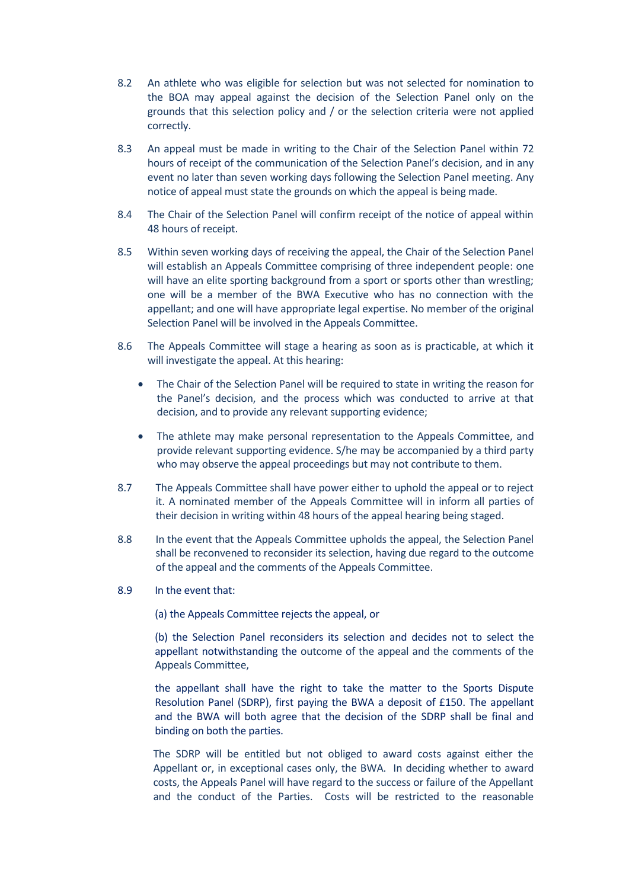8.2 An athlete who was eligible for selection but was not selected for nomination to the BOA may appeal against the decision of the Selection Panel only on the grounds that this selection policy and / or the selection criteria were not applied correctly.

8.3 An appeal must be made in writing to the Chair of the Selection Panel within 72 hours of receipt of the communication of the Selection Panel's decision, and in any event no later than seven working days following the Selection Panel meeting. Any notice of appeal must state the grounds on which the appeal is being made.

8.4 The Chair of the Selection Panel will confirm receipt of the notice of appeal within 48 hours of receipt.

8.5 Within seven working days of receiving the appeal, the Chair of the Selection Panel will establish an Appeals Committee comprising of three independent people: one will have an elite sporting background from a sport or sports other than wrestling; one will be a member of the BWA Executive who has no connection with the appellant; and one will have appropriate legal expertise. No member of the original Selection Panel will be involved in the Appeals Committee.

8.6 The Appeals Committee will stage a hearing as soon as is practicable, at which it will investigate the appeal. At this hearing:

- The Chair of the Selection Panel will be required to state in writing the reason for the Panel's decision, and the process which was conducted to arrive at that decision, and to provide any relevant supporting evidence;
- The athlete may make personal representation to the Appeals Committee, and provide relevant supporting evidence. S/he may be accompanied by a third party who may observe the appeal proceedings but may not contribute to them.

8.7 The Appeals Committee shall have power either to uphold the appeal or to reject it. A nominated member of the Appeals Committee will in inform all parties of their decision in writing within 48 hours of the appeal hearing being staged.

8.8 In the event that the Appeals Committee upholds the appeal, the Selection Panel shall be reconvened to reconsider its selection, having due regard to the outcome of the appeal and the comments of the Appeals Committee.

8.9 In the event that:

(a) the Appeals Committee rejects the appeal, or

(b) the Selection Panel reconsiders its selection and decides not to select the appellant notwithstanding the outcome of the appeal and the comments of the Appeals Committee,

the appellant shall have the right to take the matter to the Sports Dispute Resolution Panel (SDRP), first paying the BWA a deposit of £150. The appellant and the BWA will both agree that the decision of the SDRP shall be final and binding on both the parties.

The SDRP will be entitled but not obliged to award costs against either the Appellant or, in exceptional cases only, the BWA. In deciding whether to award costs, the Appeals Panel will have regard to the success or failure of the Appellant and the conduct of the Parties. Costs will be restricted to the reasonable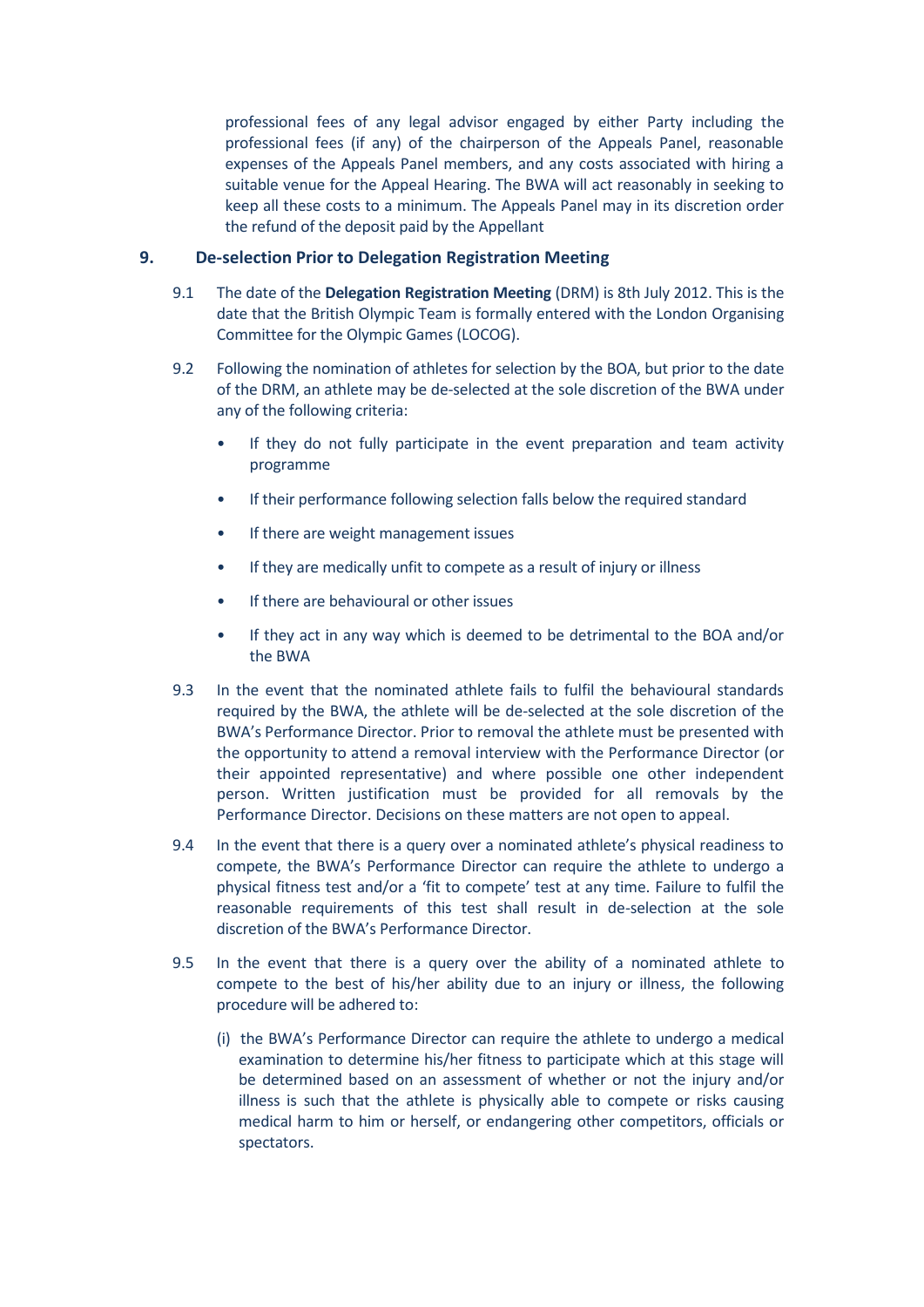professional fees of any legal advisor engaged by either Party including the professional fees (if any) of the chairperson of the Appeals Panel, reasonable expenses of the Appeals Panel members, and any costs associated with hiring a suitable venue for the Appeal Hearing. The BWA will act reasonably in seeking to keep all these costs to a minimum. The Appeals Panel may in its discretion order the refund of the deposit paid by the Appellant

## 9. De-selection Prior to Delegation Registration Meeting

9.1 The date of the **Delegation Registration Meeting** (DRM) is 8th July 2012. This is the date that the British Olympic Team is formally entered with the London Organising Committee for the Olympic Games (LOCOG).

9.2 Following the nomination of athletes for selection by the BOA, but prior to the date of the DRM, an athlete may be de-selected at the sole discretion of the BWA under any of the following criteria:

- If they do not fully participate in the event preparation and team activity programme
- If their performance following selection falls below the required standard
- If there are weight management issues
- If they are medically unfit to compete as a result of injury or illness
- If there are behavioural or other issues
- If they act in any way which is deemed to be detrimental to the BOA and/or the BWA

9.3 In the event that the nominated athlete fails to fulfil the behavioural standards required by the BWA, the athlete will be de-selected at the sole discretion of the BWA's Performance Director. Prior to removal the athlete must be presented with the opportunity to attend a removal interview with the Performance Director (or their appointed representative) and where possible one other independent person. Written justification must be provided for all removals by the Performance Director. Decisions on these matters are not open to appeal.

9.4 In the event that there is a query over a nominated athlete's physical readiness to compete, the BWA's Performance Director can require the athlete to undergo a physical fitness test and/or a 'fit to compete' test at any time. Failure to fulfil the reasonable requirements of this test shall result in de-selection at the sole discretion of the BWA's Performance Director.

9.5 In the event that there is a query over the ability of a nominated athlete to compete to the best of his/her ability due to an injury or illness, the following procedure will be adhered to:

(i) the BWA's Performance Director can require the athlete to undergo a medical examination to determine his/her fitness to participate which at this stage will be determined based on an assessment of whether or not the injury and/or illness is such that the athlete is physically able to compete or risks causing medical harm to him or herself, or endangering other competitors, officials or spectators.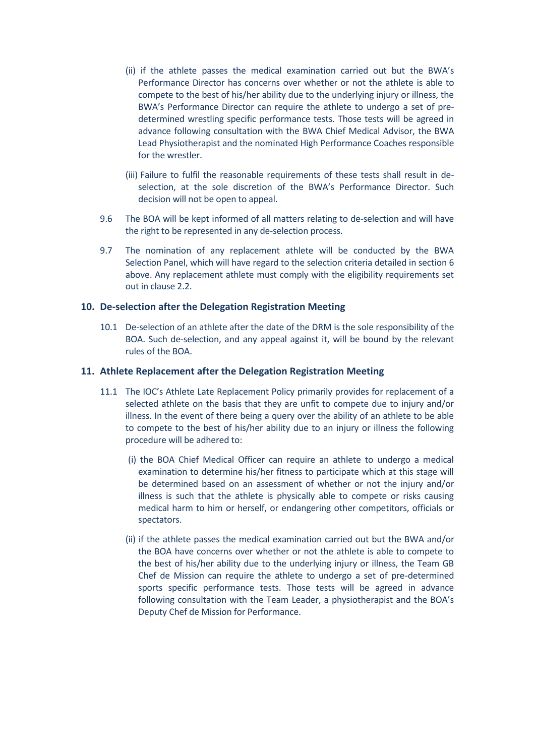(ii) if the athlete passes the medical examination carried out but the BWA's Performance Director has concerns over whether or not the athlete is able to compete to the best of his/her ability due to the underlying injury or illness, the BWA's Performance Director can require the athlete to undergo a set of pre-determined wrestling specific performance tests. Those tests will be agreed in advance following consultation with the BWA Chief Medical Advisor, the BWA Lead Physiotherapist and the nominated High Performance Coaches responsible for the wrestler.

(iii) Failure to fulfil the reasonable requirements of these tests shall result in de-selection, at the sole discretion of the BWA's Performance Director. Such decision will not be open to appeal.

9.6 The BOA will be kept informed of all matters relating to de-selection and will have the right to be represented in any de-selection process.

9.7 The nomination of any replacement athlete will be conducted by the BWA Selection Panel, which will have regard to the selection criteria detailed in section 6 above. Any replacement athlete must comply with the eligibility requirements set out in clause 2.2.

## 10. De-selection after the Delegation Registration Meeting

10.1 De-selection of an athlete after the date of the DRM is the sole responsibility of the BOA. Such de-selection, and any appeal against it, will be bound by the relevant rules of the BOA.

## 11. Athlete Replacement after the Delegation Registration Meeting

11.1 The IOC's Athlete Late Replacement Policy primarily provides for replacement of a selected athlete on the basis that they are unfit to compete due to injury and/or illness. In the event of there being a query over the ability of an athlete to be able to compete to the best of his/her ability due to an injury or illness the following procedure will be adhered to:

(i) the BOA Chief Medical Officer can require an athlete to undergo a medical examination to determine his/her fitness to participate which at this stage will be determined based on an assessment of whether or not the injury and/or illness is such that the athlete is physically able to compete or risks causing medical harm to him or herself, or endangering other competitors, officials or spectators.

(ii) if the athlete passes the medical examination carried out but the BWA and/or the BOA have concerns over whether or not the athlete is able to compete to the best of his/her ability due to the underlying injury or illness, the Team GB Chef de Mission can require the athlete to undergo a set of pre-determined sports specific performance tests. Those tests will be agreed in advance following consultation with the Team Leader, a physiotherapist and the BOA's Deputy Chef de Mission for Performance.